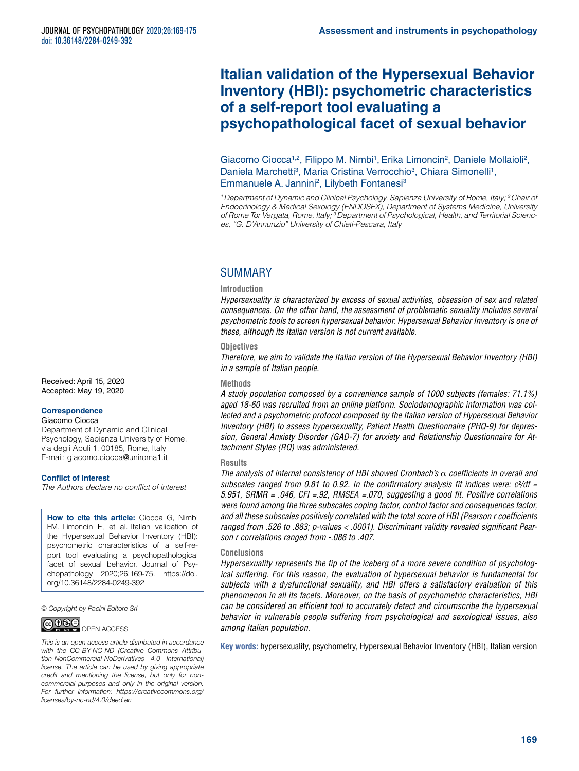Assessment and instruments in psychopathology

# Italian validation of the Hypersexual Behavior Inventory (HBI): psychometric characteristics of a self-report tool evaluating a psychopathological facet of sexual behavior

Giacomo Ciocca[1,2], Filippo M. Nimbi[1], Erika Limoncin[2], Daniele Mollaioli[2], Daniela Marchetti[3], Maria Cristina Verrocchio[3], Chiara Simonelli[1], Emmanuele A. Jannini[2], Lilybeth Fontanesi[3]

*[1] Department of Dynamic and Clinical Psychology, Sapienza University of Rome, Italy; [2] Chair of Endocrinology & Medical Sexology (ENDOSEX), Department of Systems Medicine, University of Rome Tor Vergata, Rome, Italy; [3] Department of Psychological, Health, and Territorial Sciences, "G. D'Annunzio" University of Chieti-Pescara, Italy*

Received: April 15, 2020
Accepted: May 19, 2020

**Correspondence**
Giacomo Ciocca
Department of Dynamic and Clinical Psychology, Sapienza University of Rome, via degli Apuli 1, 00185, Rome, Italy
E-mail: giacomo.ciocca@uniroma1.it

**Conflict of interest**
*The Authors declare no conflict of interest*

**How to cite this article:** Ciocca G, Nimbi FM, Limoncin E, et al. Italian validation of the Hypersexual Behavior Inventory (HBI): psychometric characteristics of a self-report tool evaluating a psychopathological facet of sexual behavior. Journal of Psychopathology 2020;26:169-75. https://doi.org/10.36148/2284-0249-392

*© Copyright by Pacini Editore Srl*

OPEN ACCESS

*This is an open access article distributed in accordance with the CC-BY-NC-ND (Creative Commons Attribution-NonCommercial-NoDerivatives 4.0 International) license. The article can be used by giving appropriate credit and mentioning the license, but only for noncommercial purposes and only in the original version. For further information: https://creativecommons.org/licenses/by-nc-nd/4.0/deed.en*

## SUMMARY

### Introduction

*Hypersexuality is characterized by excess of sexual activities, obsession of sex and related consequences. On the other hand, the assessment of problematic sexuality includes several psychometric tools to screen hypersexual behavior. Hypersexual Behavior Inventory is one of these, although its Italian version is not current available.*

### Objectives

*Therefore, we aim to validate the Italian version of the Hypersexual Behavior Inventory (HBI) in a sample of Italian people.*

### Methods

*A study population composed by a convenience sample of 1000 subjects (females: 71.1%) aged 18-60 was recruited from an online platform. Sociodemographic information was collected and a psychometric protocol composed by the Italian version of Hypersexual Behavior Inventory (HBI) to assess hypersexuality, Patient Health Questionnaire (PHQ-9) for depression, General Anxiety Disorder (GAD-7) for anxiety and Relationship Questionnaire for Attachment Styles (RQ) was administered.*

### Results

*The analysis of internal consistency of HBI showed Cronbach's $\alpha$ coefficients in overall and subscales ranged from 0.81 to 0.92. In the confirmatory analysis fit indices were: $c^2/df$ = 5.951, SRMR = .046, CFI =.92, RMSEA =.070, suggesting a good fit. Positive correlations were found among the three subscales coping factor, control factor and consequences factor, and all these subscales positively correlated with the total score of HBI (Pearson r coefficients ranged from .526 to .883; p-values < .0001). Discriminant validity revealed significant Pearson r correlations ranged from -.086 to .407.*

### Conclusions

*Hypersexuality represents the tip of the iceberg of a more severe condition of psychological suffering. For this reason, the evaluation of hypersexual behavior is fundamental for subjects with a dysfunctional sexuality, and HBI offers a satisfactory evaluation of this phenomenon in all its facets. Moreover, on the basis of psychometric characteristics, HBI can be considered an efficient tool to accurately detect and circumscribe the hypersexual behavior in vulnerable people suffering from psychological and sexological issues, also among Italian population.*

**Key words:** hypersexuality, psychometry, Hypersexual Behavior Inventory (HBI), Italian version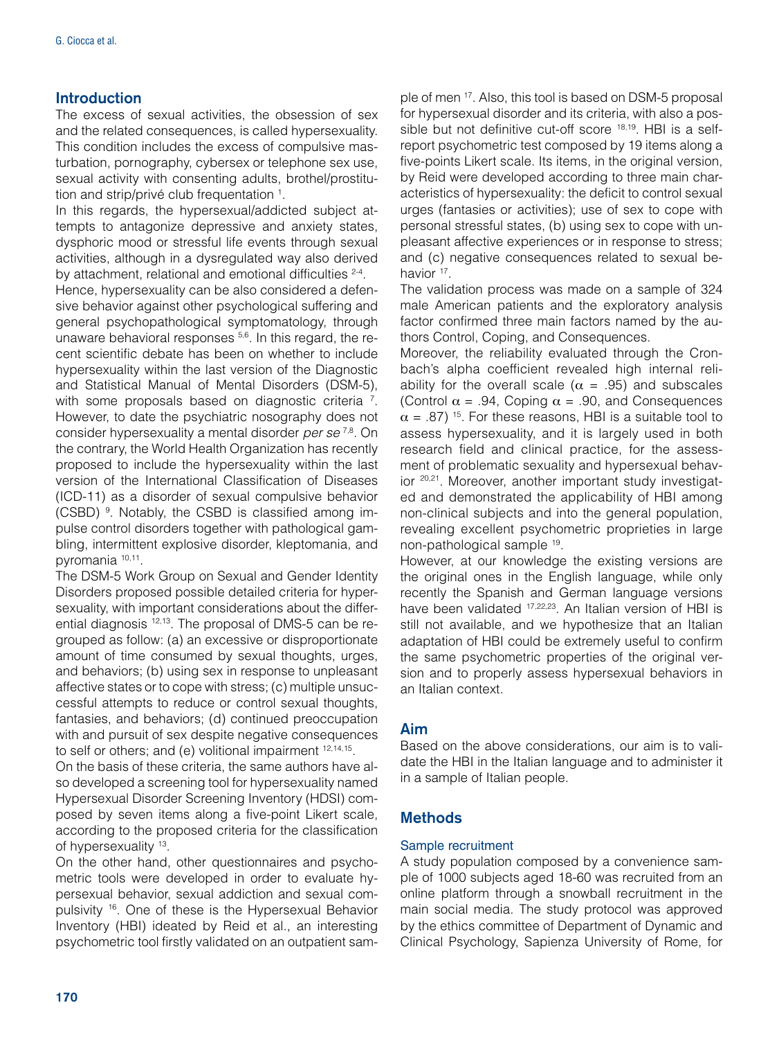## Introduction

The excess of sexual activities, the obsession of sex and the related consequences, is called hypersexuality. This condition includes the excess of compulsive masturbation, pornography, cybersex or telephone sex use, sexual activity with consenting adults, brothel/prostitution and strip/privé club frequentation [1].

In this regards, the hypersexual/addicted subject attempts to antagonize depressive and anxiety states, dysphoric mood or stressful life events through sexual activities, although in a dysregulated way also derived by attachment, relational and emotional difficulties [2-4].

Hence, hypersexuality can be also considered a defensive behavior against other psychological suffering and general psychopathological symptomatology, through unaware behavioral responses [5,6]. In this regard, the recent scientific debate has been on whether to include hypersexuality within the last version of the Diagnostic and Statistical Manual of Mental Disorders (DSM-5), with some proposals based on diagnostic criteria [7]. However, to date the psychiatric nosography does not consider hypersexuality a mental disorder *per se* [7,8]. On the contrary, the World Health Organization has recently proposed to include the hypersexuality within the last version of the International Classification of Diseases (ICD-11) as a disorder of sexual compulsive behavior (CSBD) [9]. Notably, the CSBD is classified among impulse control disorders together with pathological gambling, intermittent explosive disorder, kleptomania, and pyromania [10,11].

The DSM-5 Work Group on Sexual and Gender Identity Disorders proposed possible detailed criteria for hypersexuality, with important considerations about the differential diagnosis [12,13]. The proposal of DMS-5 can be regrouped as follow: (a) an excessive or disproportionate amount of time consumed by sexual thoughts, urges, and behaviors; (b) using sex in response to unpleasant affective states or to cope with stress; (c) multiple unsuccessful attempts to reduce or control sexual thoughts, fantasies, and behaviors; (d) continued preoccupation with and pursuit of sex despite negative consequences to self or others; and (e) volitional impairment [12,14,15].

On the basis of these criteria, the same authors have also developed a screening tool for hypersexuality named Hypersexual Disorder Screening Inventory (HDSI) composed by seven items along a five-point Likert scale, according to the proposed criteria for the classification of hypersexuality [13].

On the other hand, other questionnaires and psychometric tools were developed in order to evaluate hypersexual behavior, sexual addiction and sexual compulsivity [16]. One of these is the Hypersexual Behavior Inventory (HBI) ideated by Reid et al., an interesting psychometric tool firstly validated on an outpatient sample of men [17]. Also, this tool is based on DSM-5 proposal for hypersexual disorder and its criteria, with also a possible but not definitive cut-off score [18,19]. HBI is a self-report psychometric test composed by 19 items along a five-points Likert scale. Its items, in the original version, by Reid were developed according to three main characteristics of hypersexuality: the deficit to control sexual urges (fantasies or activities); use of sex to cope with personal stressful states, (b) using sex to cope with unpleasant affective experiences or in response to stress; and (c) negative consequences related to sexual behavior [17].

The validation process was made on a sample of 324 male American patients and the exploratory analysis factor confirmed three main factors named by the authors Control, Coping, and Consequences.

Moreover, the reliability evaluated through the Cronbach's alpha coefficient revealed high internal reliability for the overall scale ($\alpha$ = .95) and subscales (Control $\alpha$ = .94, Coping $\alpha$ = .90, and Consequences $\alpha$ = .87) [15]. For these reasons, HBI is a suitable tool to assess hypersexuality, and it is largely used in both research field and clinical practice, for the assessment of problematic sexuality and hypersexual behavior [20,21]. Moreover, another important study investigated and demonstrated the applicability of HBI among non-clinical subjects and into the general population, revealing excellent psychometric proprieties in large non-pathological sample [19].

However, at our knowledge the existing versions are the original ones in the English language, while only recently the Spanish and German language versions have been validated [17,22,23]. An Italian version of HBI is still not available, and we hypothesize that an Italian adaptation of HBI could be extremely useful to confirm the same psychometric properties of the original version and to properly assess hypersexual behaviors in an Italian context.

## Aim

Based on the above considerations, our aim is to validate the HBI in the Italian language and to administer it in a sample of Italian people.

## Methods

### Sample recruitment

A study population composed by a convenience sample of 1000 subjects aged 18-60 was recruited from an online platform through a snowball recruitment in the main social media. The study protocol was approved by the ethics committee of Department of Dynamic and Clinical Psychology, Sapienza University of Rome, for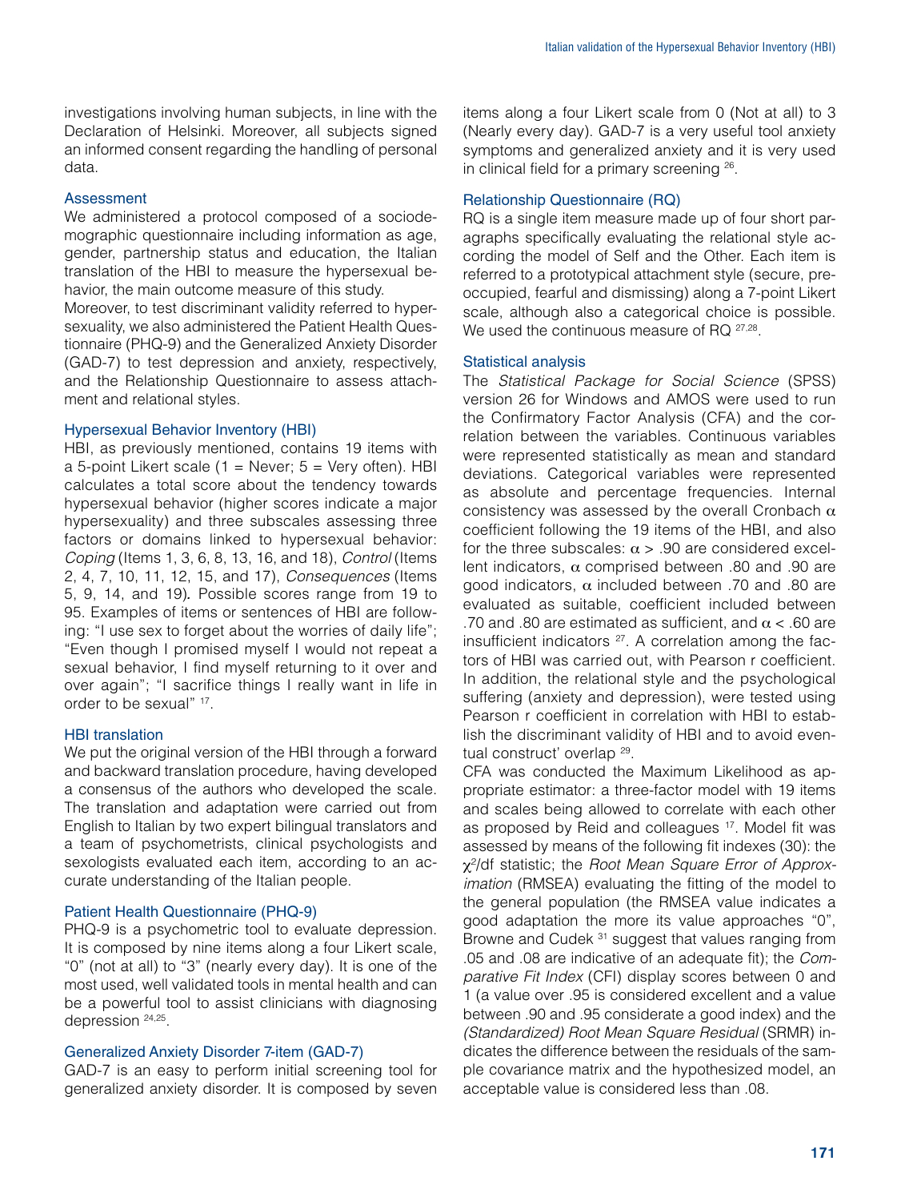investigations involving human subjects, in line with the Declaration of Helsinki. Moreover, all subjects signed an informed consent regarding the handling of personal data.

### Assessment

We administered a protocol composed of a sociodemographic questionnaire including information as age, gender, partnership status and education, the Italian translation of the HBI to measure the hypersexual behavior, the main outcome measure of this study.

Moreover, to test discriminant validity referred to hypersexuality, we also administered the Patient Health Questionnaire (PHQ-9) and the Generalized Anxiety Disorder (GAD-7) to test depression and anxiety, respectively, and the Relationship Questionnaire to assess attachment and relational styles.

### Hypersexual Behavior Inventory (HBI)

HBI, as previously mentioned, contains 19 items with a 5-point Likert scale (1 = Never; 5 = Very often). HBI calculates a total score about the tendency towards hypersexual behavior (higher scores indicate a major hypersexuality) and three subscales assessing three factors or domains linked to hypersexual behavior: *Coping* (Items 1, 3, 6, 8, 13, 16, and 18), *Control* (Items 2, 4, 7, 10, 11, 12, 15, and 17), *Consequences* (Items 5, 9, 14, and 19). Possible scores range from 19 to 95. Examples of items or sentences of HBI are following: "I use sex to forget about the worries of daily life"; "Even though I promised myself I would not repeat a sexual behavior, I find myself returning to it over and over again"; "I sacrifice things I really want in life in order to be sexual" [17].

### HBI translation

We put the original version of the HBI through a forward and backward translation procedure, having developed a consensus of the authors who developed the scale. The translation and adaptation were carried out from English to Italian by two expert bilingual translators and a team of psychometrists, clinical psychologists and sexologists evaluated each item, according to an accurate understanding of the Italian people.

### Patient Health Questionnaire (PHQ-9)

PHQ-9 is a psychometric tool to evaluate depression. It is composed by nine items along a four Likert scale, "0" (not at all) to "3" (nearly every day). It is one of the most used, well validated tools in mental health and can be a powerful tool to assist clinicians with diagnosing depression [24,25].

### Generalized Anxiety Disorder 7-item (GAD-7)

GAD-7 is an easy to perform initial screening tool for generalized anxiety disorder. It is composed by seven items along a four Likert scale from 0 (Not at all) to 3 (Nearly every day). GAD-7 is a very useful tool anxiety symptoms and generalized anxiety and it is very used in clinical field for a primary screening [26].

### Relationship Questionnaire (RQ)

RQ is a single item measure made up of four short paragraphs specifically evaluating the relational style according the model of Self and the Other. Each item is referred to a prototypical attachment style (secure, preoccupied, fearful and dismissing) along a 7-point Likert scale, although also a categorical choice is possible. We used the continuous measure of RQ [27,28].

### Statistical analysis

The *Statistical Package for Social Science* (SPSS) version 26 for Windows and AMOS were used to run the Confirmatory Factor Analysis (CFA) and the correlation between the variables. Continuous variables were represented statistically as mean and standard deviations. Categorical variables were represented as absolute and percentage frequencies. Internal consistency was assessed by the overall Cronbach $\alpha$ coefficient following the 19 items of the HBI, and also for the three subscales: $\alpha > .90$ are considered excellent indicators, $\alpha$ comprised between .80 and .90 are good indicators, $\alpha$ included between .70 and .80 are evaluated as suitable, coefficient included between .70 and .80 are estimated as sufficient, and $\alpha < .60$ are insufficient indicators [27]. A correlation among the factors of HBI was carried out, with Pearson r coefficient. In addition, the relational style and the psychological suffering (anxiety and depression), were tested using Pearson r coefficient in correlation with HBI to establish the discriminant validity of HBI and to avoid eventual construct' overlap [29].

CFA was conducted the Maximum Likelihood as appropriate estimator: a three-factor model with 19 items and scales being allowed to correlate with each other as proposed by Reid and colleagues [17]. Model fit was assessed by means of the following fit indexes (30): the $\chi^2$/df statistic; the *Root Mean Square Error of Approximation* (RMSEA) evaluating the fitting of the model to the general population (the RMSEA value indicates a good adaptation the more its value approaches "0", Browne and Cudek [31] suggest that values ranging from .05 and .08 are indicative of an adequate fit); the *Comparative Fit Index* (CFI) display scores between 0 and 1 (a value over .95 is considered excellent and a value between .90 and .95 considerate a good index) and the *(Standardized) Root Mean Square Residual* (SRMR) indicates the difference between the residuals of the sample covariance matrix and the hypothesized model, an acceptable value is considered less than .08.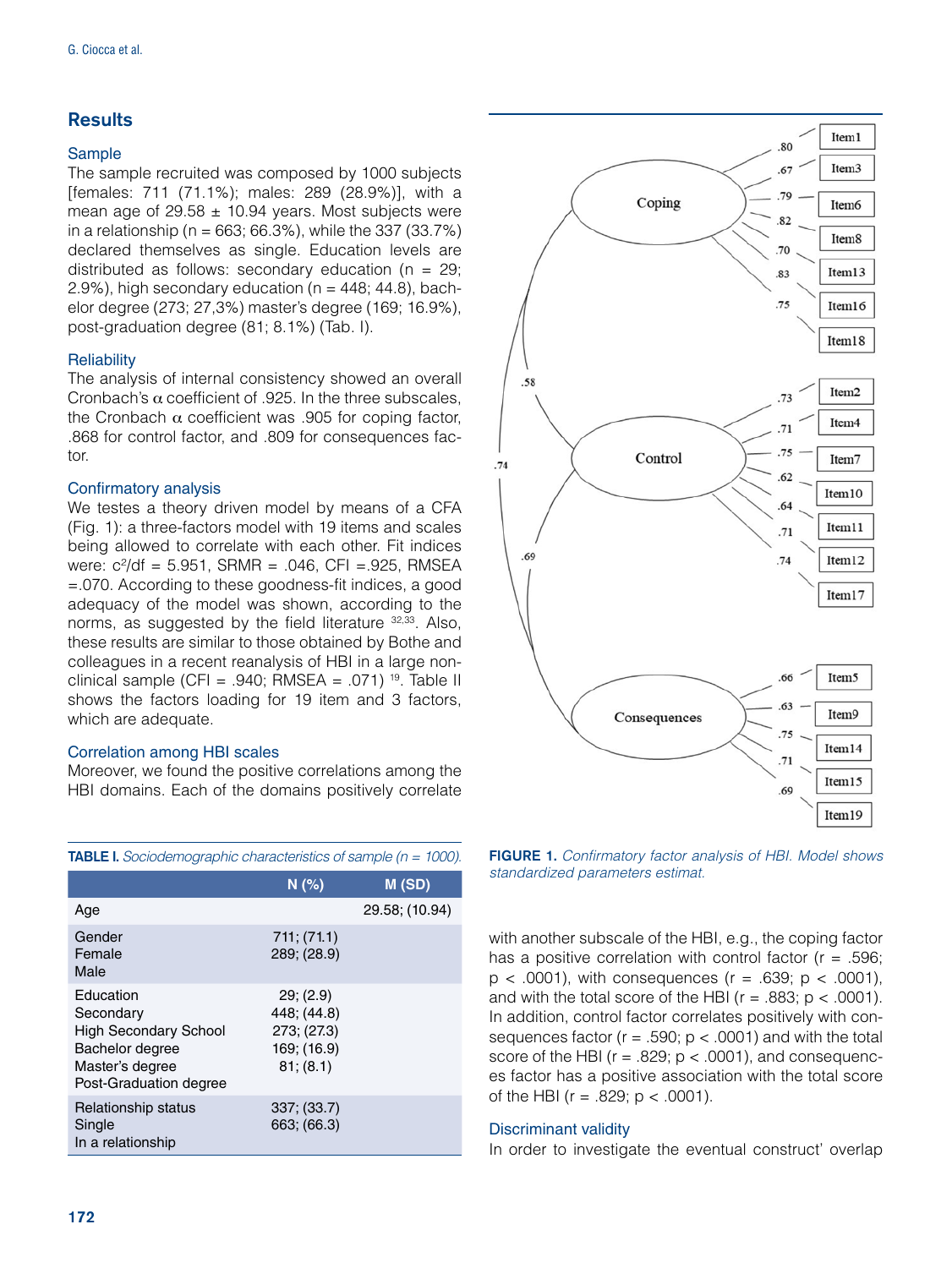## Results

### Sample

The sample recruited was composed by 1000 subjects [females: 711 (71.1%); males: 289 (28.9%)], with a mean age of 29.58 ± 10.94 years. Most subjects were in a relationship (n = 663; 66.3%), while the 337 (33.7%) declared themselves as single. Education levels are distributed as follows: secondary education (n = 29; 2.9%), high secondary education (n = 448; 44.8), bachelor degree (273; 27,3%) master's degree (169; 16.9%), post-graduation degree (81; 8.1%) (Tab. I).

### Reliability

The analysis of internal consistency showed an overall Cronbach's $\alpha$ coefficient of .925. In the three subscales, the Cronbach $\alpha$ coefficient was .905 for coping factor, .868 for control factor, and .809 for consequences factor.

### Confirmatory analysis

We testes a theory driven model by means of a CFA (Fig. 1): a three-factors model with 19 items and scales being allowed to correlate with each other. Fit indices were: $c^2/df$ = 5.951, SRMR = .046, CFI =.925, RMSEA =.070. According to these goodness-fit indices, a good adequacy of the model was shown, according to the norms, as suggested by the field literature [32,33]. Also, these results are similar to those obtained by Bothe and colleagues in a recent reanalysis of HBI in a large non-clinical sample (CFI = .940; RMSEA = .071) [19]. Table II shows the factors loading for 19 item and 3 factors, which are adequate.

### Correlation among HBI scales

Moreover, we found the positive correlations among the HBI domains. Each of the domains positively correlate with another subscale of the HBI, e.g., the coping factor has a positive correlation with control factor (r = .596; p < .0001), with consequences (r = .639; p < .0001), and with the total score of the HBI (r = .883; p < .0001). In addition, control factor correlates positively with consequences factor (r = .590; p < .0001) and with the total score of the HBI (r = .829; p < .0001), and consequences factor has a positive association with the total score of the HBI (r = .829; p < .0001).

**FIGURE 1.** *Confirmatory factor analysis of HBI. Model shows standardized parameters estimat.*

### Discriminant validity

In order to investigate the eventual construct' overlap

**TABLE I.** *Sociodemographic characteristics of sample (n = 1000).*

| | N (%) | M (SD) |
|---|---|---|
| Age | | 29.58; (10.94) |
| Gender | | |
| Female | 711; (71.1) | |
| Male | 289; (28.9) | |
| Education | | |
| Secondary | 29; (2.9) | |
| High Secondary School | 448; (44.8) | |
| Bachelor degree | 273; (27.3) | |
| Master's degree | 169; (16.9) | |
| Post-Graduation degree | 81; (8.1) | |
| Relationship status | | |
| Single | 337; (33.7) | |
| In a relationship | 663; (66.3) | |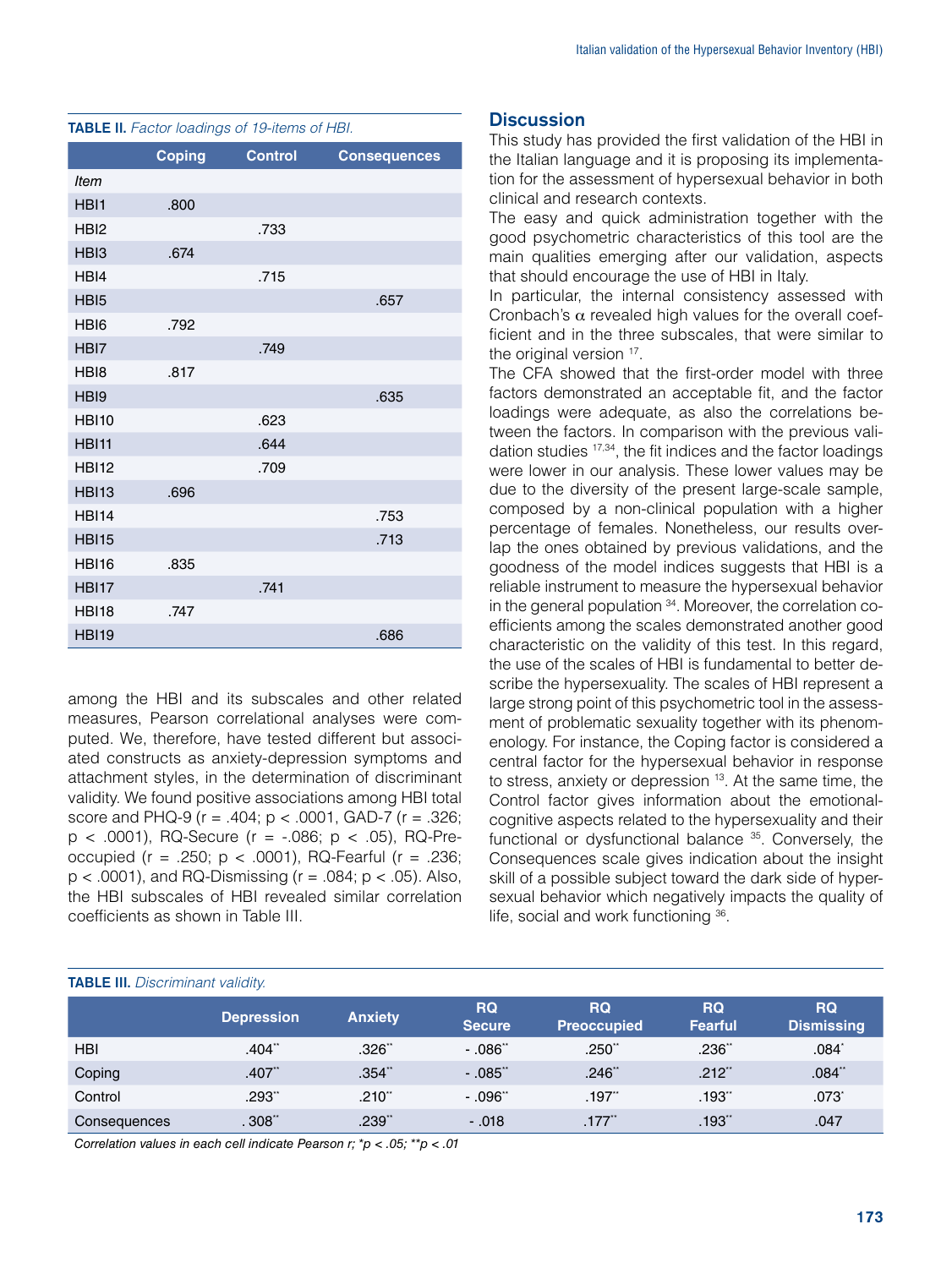**TABLE II.** *Factor loadings of 19-items of HBI.*

| | Coping | Control | Consequences |
|---|---|---|---|
| *Item* | | | |
| HBI1 | .800 | | |
| HBI2 | | .733 | |
| HBI3 | .674 | | |
| HBI4 | | .715 | |
| HBI5 | | | .657 |
| HBI6 | .792 | | |
| HBI7 | | .749 | |
| HBI8 | .817 | | |
| HBI9 | | | .635 |
| HBI10 | | .623 | |
| HBI11 | | .644 | |
| HBI12 | | .709 | |
| HBI13 | .696 | | |
| HBI14 | | | .753 |
| HBI15 | | | .713 |
| HBI16 | .835 | | |
| HBI17 | | .741 | |
| HBI18 | .747 | | |
| HBI19 | | | .686 |

among the HBI and its subscales and other related measures, Pearson correlational analyses were computed. We, therefore, have tested different but associated constructs as anxiety-depression symptoms and attachment styles, in the determination of discriminant validity. We found positive associations among HBI total score and PHQ-9 ($r = .404$; $p < .0001$, GAD-7 ($r = .326$; $p < .0001$), RQ-Secure ($r = -.086$; $p < .05$), RQ-Preoccupied ($r = .250$; $p < .0001$), RQ-Fearful ($r = .236$; $p < .0001$), and RQ-Dismissing ($r = .084$; $p < .05$). Also, the HBI subscales of HBI revealed similar correlation coefficients as shown in Table III.

## Discussion

This study has provided the first validation of the HBI in the Italian language and it is proposing its implementation for the assessment of hypersexual behavior in both clinical and research contexts.

The easy and quick administration together with the good psychometric characteristics of this tool are the main qualities emerging after our validation, aspects that should encourage the use of HBI in Italy.

In particular, the internal consistency assessed with Cronbach's $\alpha$ revealed high values for the overall coefficient and in the three subscales, that were similar to the original version [17].

The CFA showed that the first-order model with three factors demonstrated an acceptable fit, and the factor loadings were adequate, as also the correlations between the factors. In comparison with the previous validation studies [17,34], the fit indices and the factor loadings were lower in our analysis. These lower values may be due to the diversity of the present large-scale sample, composed by a non-clinical population with a higher percentage of females. Nonetheless, our results overlap the ones obtained by previous validations, and the goodness of the model indices suggests that HBI is a reliable instrument to measure the hypersexual behavior in the general population [34]. Moreover, the correlation coefficients among the scales demonstrated another good characteristic on the validity of this test. In this regard, the use of the scales of HBI is fundamental to better describe the hypersexuality. The scales of HBI represent a large strong point of this psychometric tool in the assessment of problematic sexuality together with its phenomenology. For instance, the Coping factor is considered a central factor for the hypersexual behavior in response to stress, anxiety or depression [13]. At the same time, the Control factor gives information about the emotional-cognitive aspects related to the hypersexuality and their functional or dysfunctional balance [35]. Conversely, the Consequences scale gives indication about the insight skill of a possible subject toward the dark side of hypersexual behavior which negatively impacts the quality of life, social and work functioning [36].

**TABLE III.** *Discriminant validity.*

| | Depression | Anxiety | RQ Secure | RQ Preoccupied | RQ Fearful | RQ Dismissing |
|---|---|---|---|---|---|---|
| HBI | .404** | .326** | - .086** | .250** | .236** | .084* |
| Coping | .407** | .354** | - .085** | .246** | .212** | .084** |
| Control | .293** | .210** | - .096** | .197** | .193** | .073* |
| Consequences | . 308** | .239** | - .018 | .177** | .193** | .047 |

*Correlation values in each cell indicate Pearson r; *p < .05; **p < .01*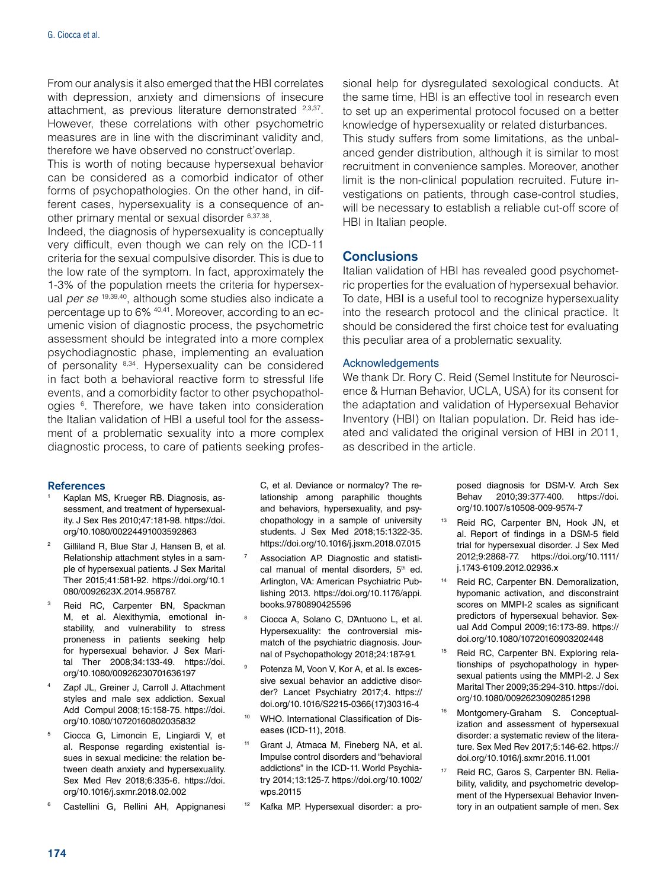From our analysis it also emerged that the HBI correlates with depression, anxiety and dimensions of insecure attachment, as previous literature demonstrated [2,3,37]. However, these correlations with other psychometric measures are in line with the discriminant validity and, therefore we have observed no construct'overlap.

This is worth of noting because hypersexual behavior can be considered as a comorbid indicator of other forms of psychopathologies. On the other hand, in different cases, hypersexuality is a consequence of another primary mental or sexual disorder [6,37,38].

Indeed, the diagnosis of hypersexuality is conceptually very difficult, even though we can rely on the ICD-11 criteria for the sexual compulsive disorder. This is due to the low rate of the symptom. In fact, approximately the 1-3% of the population meets the criteria for hypersexual *per se* [19,39,40], although some studies also indicate a percentage up to 6% [40,41]. Moreover, according to an ecumenic vision of diagnostic process, the psychometric assessment should be integrated into a more complex psychodiagnostic phase, implementing an evaluation of personality [8,34]. Hypersexuality can be considered in fact both a behavioral reactive form to stressful life events, and a comorbidity factor to other psychopathologies [6]. Therefore, we have taken into consideration the Italian validation of HBI a useful tool for the assessment of a problematic sexuality into a more complex diagnostic process, to care of patients seeking professional help for dysregulated sexological conducts. At the same time, HBI is an effective tool in research even to set up an experimental protocol focused on a better knowledge of hypersexuality or related disturbances.

This study suffers from some limitations, as the unbalanced gender distribution, although it is similar to most recruitment in convenience samples. Moreover, another limit is the non-clinical population recruited. Future investigations on patients, through case-control studies, will be necessary to establish a reliable cut-off score of HBI in Italian people.

## Conclusions

Italian validation of HBI has revealed good psychometric properties for the evaluation of hypersexual behavior. To date, HBI is a useful tool to recognize hypersexuality into the research protocol and the clinical practice. It should be considered the first choice test for evaluating this peculiar area of a problematic sexuality.

### Acknowledgements

We thank Dr. Rory C. Reid (Semel Institute for Neuroscience & Human Behavior, UCLA, USA) for its consent for the adaptation and validation of Hypersexual Behavior Inventory (HBI) on Italian population. Dr. Reid has ideated and validated the original version of HBI in 2011, as described in the article.

## References

1. Kaplan MS, Krueger RB. Diagnosis, assessment, and treatment of hypersexuality. J Sex Res 2010;47:181-98. https://doi.org/10.1080/00224491003592863
2. Gilliland R, Blue Star J, Hansen B, et al. Relationship attachment styles in a sample of hypersexual patients. J Sex Marital Ther 2015;41:581-92. https://doi.org/10.1080/0092623X.2014.958787.
3. Reid RC, Carpenter BN, Spackman M, et al. Alexithymia, emotional instability, and vulnerability to stress proneness in patients seeking help for hypersexual behavior. J Sex Marital Ther 2008;34:133-49. https://doi.org/10.1080/00926230701636197
4. Zapf JL, Greiner J, Carroll J. Attachment styles and male sex addiction. Sexual Add Compul 2008;15:158-75. https://doi.org/10.1080/10720160802035832
5. Ciocca G, Limoncin E, Lingiardi V, et al. Response regarding existential issues in sexual medicine: the relation between death anxiety and hypersexuality. Sex Med Rev 2018;6:335-6. https://doi.org/10.1016/j.sxmr.2018.02.002
6. Castellini G, Rellini AH, Appignanesi C, et al. Deviance or normalcy? The relationship among paraphilic thoughts and behaviors, hypersexuality, and psychopathology in a sample of university students. J Sex Med 2018;15:1322-35. https://doi.org/10.1016/j.jsxm.2018.07.015
7. Association AP. Diagnostic and statistical manual of mental disorders, 5th ed. Arlington, VA: American Psychiatric Publishing 2013. https://doi.org/10.1176/appi.books.9780890425596
8. Ciocca A, Solano C, D'Antuono L, et al. Hypersexuality: the controversial mismatch of the psychiatric diagnosis. Journal of Psychopathology 2018;24:187-91.
9. Potenza M, Voon V, Kor A, et al. Is excessive sexual behavior an addictive disorder? Lancet Psychiatry 2017;4. https://doi.org/10.1016/S2215-0366(17)30316-4
10. WHO. International Classification of Diseases (ICD-11), 2018.
11. Grant J, Atmaca M, Fineberg NA, et al. Impulse control disorders and "behavioral addictions" in the ICD-11. World Psychiatry 2014;13:125-7. https://doi.org/10.1002/wps.20115
12. Kafka MP. Hypersexual disorder: a proposed diagnosis for DSM-V. Arch Sex Behav 2010;39:377-400. https://doi.org/10.1007/s10508-009-9574-7
13. Reid RC, Carpenter BN, Hook JN, et al. Report of findings in a DSM-5 field trial for hypersexual disorder. J Sex Med 2012;9:2868-77. https://doi.org/10.1111/j.1743-6109.2012.02936.x
14. Reid RC, Carpenter BN. Demoralization, hypomanic activation, and disconstraint scores on MMPI-2 scales as significant predictors of hypersexual behavior. Sexual Add Compul 2009;16:173-89. https://doi.org/10.1080/10720160903202448
15. Reid RC, Carpenter BN. Exploring relationships of psychopathology in hypersexual patients using the MMPI-2. J Sex Marital Ther 2009;35:294-310. https://doi.org/10.1080/00926230902851298
16. Montgomery-Graham S. Conceptualization and assessment of hypersexual disorder: a systematic review of the literature. Sex Med Rev 2017;5:146-62. https://doi.org/10.1016/j.sxmr.2016.11.001
17. Reid RC, Garos S, Carpenter BN. Reliability, validity, and psychometric development of the Hypersexual Behavior Inventory in an outpatient sample of men. Sex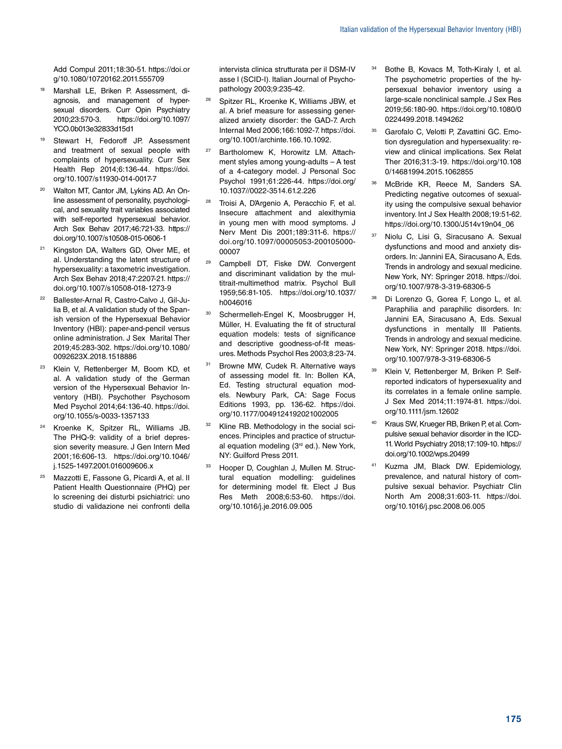Add Compul 2011;18:30-51. https://doi.org/10.1080/10720162.2011.555709

18 Marshall LE, Briken P. Assessment, diagnosis, and management of hypersexual disorders. Curr Opin Psychiatry 2010;23:570-3. https://doi.org/10.1097/YCO.0b013e32833d15d1

19 Stewart H, Fedoroff JP. Assessment and treatment of sexual people with complaints of hypersexuality. Curr Sex Health Rep 2014;6:136-44. https://doi.org/10.1007/s11930-014-0017-7

20 Walton MT, Cantor JM, Lykins AD. An Online assessment of personality, psychological, and sexuality trait variables associated with self-reported hypersexual behavior. Arch Sex Behav 2017;46:721-33. https://doi.org/10.1007/s10508-015-0606-1

21 Kingston DA, Walters GD, Olver ME, et al. Understanding the latent structure of hypersexuality: a taxometric investigation. Arch Sex Behav 2018;47:2207-21. https://doi.org/10.1007/s10508-018-1273-9

22 Ballester-Arnal R, Castro-Calvo J, Gil-Julia B, et al. A validation study of the Spanish version of the Hypersexual Behavior Inventory (HBI): paper-and-pencil versus online administration. J Sex Marital Ther 2019;45:283-302. https://doi.org/10.1080/0092623X.2018.1518886

23 Klein V, Rettenberger M, Boom KD, et al. A validation study of the German version of the Hypersexual Behavior Inventory (HBI). Psychother Psychosom Med Psychol 2014;64:136-40. https://doi.org/10.1055/s-0033-1357133

24 Kroenke K, Spitzer RL, Williams JB. The PHQ-9: validity of a brief depression severity measure. J Gen Intern Med 2001;16:606-13. https://doi.org/10.1046/j.1525-1497.2001.016009606.x

25 Mazzotti E, Fassone G, Picardi A, et al. Il Patient Health Questionnaire (PHQ) per lo screening dei disturbi psichiatrici: uno studio di validazione nei confronti della intervista clinica strutturata per il DSM-IV asse I (SCID-I). Italian Journal of Psychopathology 2003;9:235-42.

26 Spitzer RL, Kroenke K, Williams JBW, et al. A brief measure for assessing generalized anxiety disorder: the GAD-7. Arch Internal Med 2006;166:1092-7. https://doi.org/10.1001/archinte.166.10.1092.

27 Bartholomew K, Horowitz LM. Attachment styles among young-adults – A test of a 4-category model. J Personal Soc Psychol 1991;61:226-44. https://doi.org/10.1037//0022-3514.61.2.226

28 Troisi A, D'Argenio A, Peracchio F, et al. Insecure attachment and alexithymia in young men with mood symptoms. J Nerv Ment Dis 2001;189:311-6. https://doi.org/10.1097/00005053-200105000-00007

29 Campbell DT, Fiske DW. Convergent and discriminant validation by the multitrait-multimethod matrix. Psychol Bull 1959;56:81-105. https://doi.org/10.1037/h0046016

30 Schermelleh-Engel K, Moosbrugger H, Müller, H. Evaluating the fit of structural equation models: tests of significance and descriptive goodness-of-fit measures. Methods Psychol Res 2003;8:23-74.

31 Browne MW, Cudek R. Alternative ways of assessing model fit. In: Bollen KA, Ed. Testing structural equation models. Newbury Park, CA: Sage Focus Editions 1993, pp. 136-62. https://doi.org/10.1177/0049124192021002005

32 Kline RB. Methodology in the social sciences. Principles and practice of structural equation modeling (3rd ed.). New York, NY: Guilford Press 2011.

33 Hooper D, Coughlan J, Mullen M. Structural equation modelling: guidelines for determining model fit. Elect J Bus Res Meth 2008;6:53-60. https://doi.org/10.1016/j.je.2016.09.005

34 Bothe B, Kovacs M, Toth-Kiraly I, et al. The psychometric properties of the hypersexual behavior inventory using a large-scale nonclinical sample. J Sex Res 2019;56:180-90. https://doi.org/10.1080/00224499.2018.1494262

35 Garofalo C, Velotti P, Zavattini GC. Emotion dysregulation and hypersexuality: review and clinical implications. Sex Relat Ther 2016;31:3-19. https://doi.org/10.1080/14681994.2015.1062855

36 McBride KR, Reece M, Sanders SA. Predicting negative outcomes of sexuality using the compulsive sexual behavior inventory. Int J Sex Health 2008;19:51-62. https://doi.org/10.1300/J514v19n04_06

37 Niolu C, Lisi G, Siracusano A. Sexual dysfunctions and mood and anxiety disorders. In: Jannini EA, Siracusano A, Eds. Trends in andrology and sexual medicine. New York, NY: Springer 2018. https://doi.org/10.1007/978-3-319-68306-5

38 Di Lorenzo G, Gorea F, Longo L, et al. Paraphilia and paraphilic disorders. In: Jannini EA, Siracusano A, Eds. Sexual dysfunctions in mentally Ill Patients. Trends in andrology and sexual medicine. New York, NY: Springer 2018. https://doi.org/10.1007/978-3-319-68306-5

39 Klein V, Rettenberger M, Briken P. Self-reported indicators of hypersexuality and its correlates in a female online sample. J Sex Med 2014;11:1974-81. https://doi.org/10.1111/jsm.12602

40 Kraus SW, Krueger RB, Briken P, et al. Compulsive sexual behavior disorder in the ICD-11. World Psychiatry 2018;17:109-10. https://doi.org/10.1002/wps.20499

41 Kuzma JM, Black DW. Epidemiology, prevalence, and natural history of compulsive sexual behavior. Psychiatr Clin North Am 2008;31:603-11. https://doi.org/10.1016/j.psc.2008.06.005